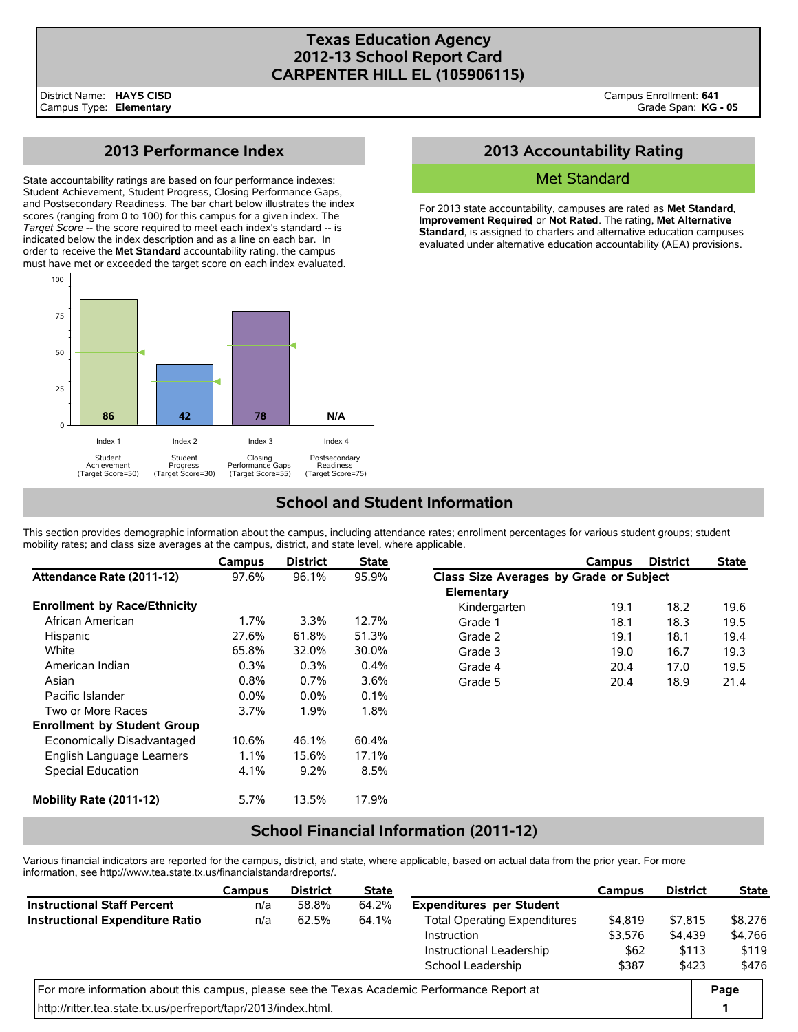# Texas Education Agency
## 2012-13 School Report Card
## CARPENTER HILL EL (105906115)

District Name: **HAYS CISD**
Campus Type: **Elementary**

Campus Enrollment: **641**
Grade Span: **KG - 05**

## 2013 Performance Index

State accountability ratings are based on four performance indexes: Student Achievement, Student Progress, Closing Performance Gaps, and Postsecondary Readiness. The bar chart below illustrates the index scores (ranging from 0 to 100) for this campus for a given index. The *Target Score* -- the score required to meet each index's standard -- is indicated below the index description and as a line on each bar. In order to receive the **Met Standard** accountability rating, the campus must have met or exceeded the target score on each index evaluated.

| Index | Description | Target Score | Score |
|---|---|---|---|
| Index 1 | Student Achievement | 50 | 86 |
| Index 2 | Student Progress | 30 | 42 |
| Index 3 | Closing Performance Gaps | 55 | 78 |
| Index 4 | Postsecondary Readiness | 75 | N/A |

## 2013 Accountability Rating

**Met Standard**

For 2013 state accountability, campuses are rated as **Met Standard**, **Improvement Required**, or **Not Rated**. The rating, **Met Alternative Standard**, is assigned to charters and alternative education campuses evaluated under alternative education accountability (AEA) provisions.

## School and Student Information

This section provides demographic information about the campus, including attendance rates; enrollment percentages for various student groups; student mobility rates; and class size averages at the campus, district, and state level, where applicable.

| | Campus | District | State |
|---|---|---|---|
| **Attendance Rate (2011-12)** | 97.6% | 96.1% | 95.9% |
| **Enrollment by Race/Ethnicity** | | | |
| African American | 1.7% | 3.3% | 12.7% |
| Hispanic | 27.6% | 61.8% | 51.3% |
| White | 65.8% | 32.0% | 30.0% |
| American Indian | 0.3% | 0.3% | 0.4% |
| Asian | 0.8% | 0.7% | 3.6% |
| Pacific Islander | 0.0% | 0.0% | 0.1% |
| Two or More Races | 3.7% | 1.9% | 1.8% |
| **Enrollment by Student Group** | | | |
| Economically Disadvantaged | 10.6% | 46.1% | 60.4% |
| English Language Learners | 1.1% | 15.6% | 17.1% |
| Special Education | 4.1% | 9.2% | 8.5% |
| **Mobility Rate (2011-12)** | 5.7% | 13.5% | 17.9% |

| | Campus | District | State |
|---|---|---|---|
| **Class Size Averages by Grade or Subject** | | | |
| **Elementary** | | | |
| Kindergarten | 19.1 | 18.2 | 19.6 |
| Grade 1 | 18.1 | 18.3 | 19.5 |
| Grade 2 | 19.1 | 18.1 | 19.4 |
| Grade 3 | 19.0 | 16.7 | 19.3 |
| Grade 4 | 20.4 | 17.0 | 19.5 |
| Grade 5 | 20.4 | 18.9 | 21.4 |

## School Financial Information (2011-12)

Various financial indicators are reported for the campus, district, and state, where applicable, based on actual data from the prior year. For more information, see http://www.tea.state.tx.us/financialstandardreports/.

| | Campus | District | State |
|---|---|---|---|
| **Instructional Staff Percent** | n/a | 58.8% | 64.2% |
| **Instructional Expenditure Ratio** | n/a | 62.5% | 64.1% |

| | Campus | District | State |
|---|---|---|---|
| **Expenditures per Student** | | | |
| Total Operating Expenditures | $4,819 | $7,815 | $8,276 |
| Instruction | $3,576 | $4,439 | $4,766 |
| Instructional Leadership | $62 | $113 | $119 |
| School Leadership | $387 | $423 | $476 |

For more information about this campus, please see the Texas Academic Performance Report at http://ritter.tea.state.tx.us/perfreport/tapr/2013/index.html.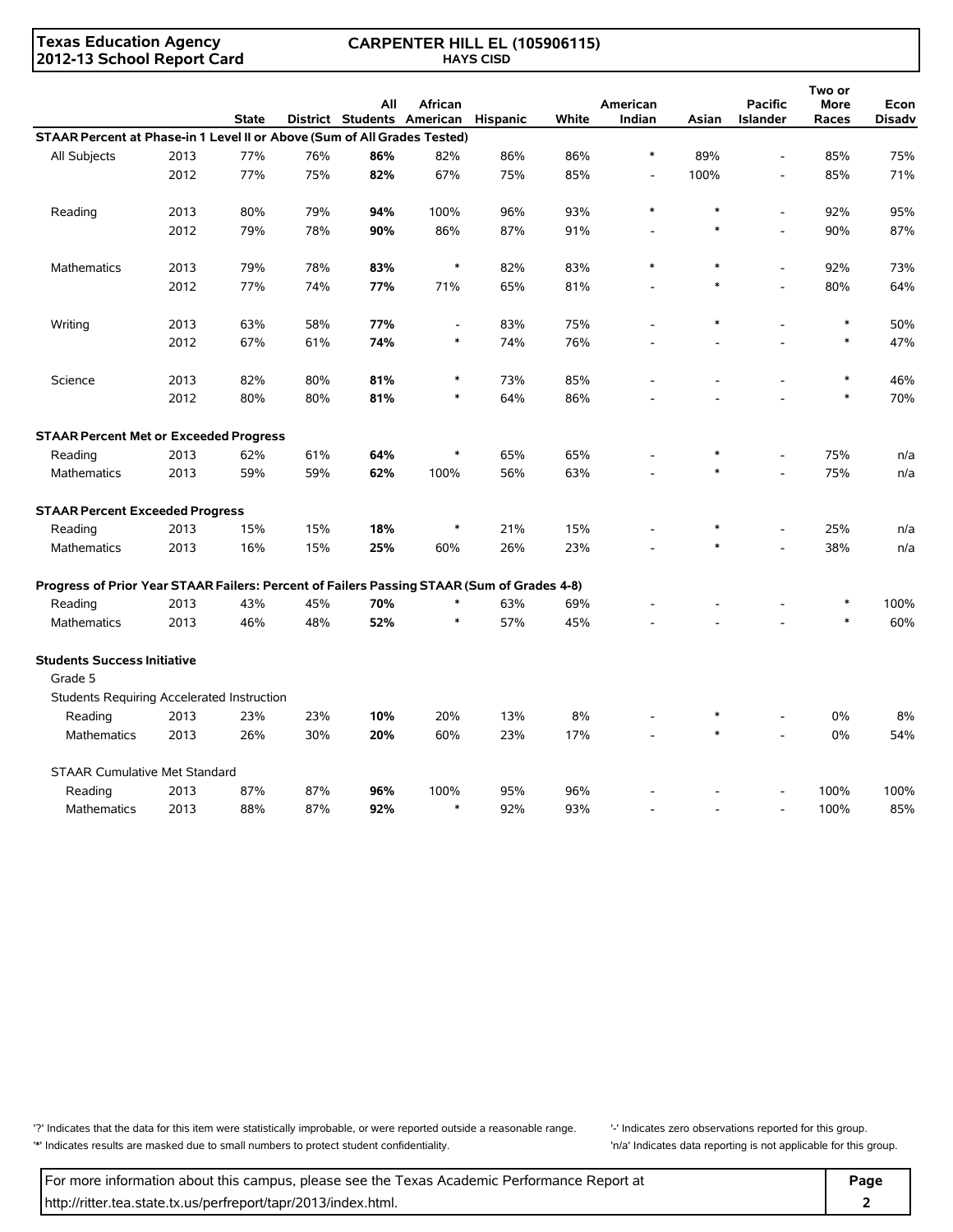Texas Education Agency
2012-13 School Report Card

**CARPENTER HILL EL (105906115)**
**HAYS CISD**

| | | State | District | All Students | African American | Hispanic | White | American Indian | Asian | Pacific Islander | Two or More Races | Econ Disadv |
|---|---|---|---|---|---|---|---|---|---|---|---|---|
| **STAAR Percent at Phase-in 1 Level II or Above (Sum of All Grades Tested)** | | | | | | | | | | | | |
| All Subjects | 2013 | 77% | 76% | **86%** | 82% | 86% | 86% | * | 89% | - | 85% | 75% |
| | 2012 | 77% | 75% | **82%** | 67% | 75% | 85% | - | 100% | - | 85% | 71% |
| Reading | 2013 | 80% | 79% | **94%** | 100% | 96% | 93% | * | * | - | 92% | 95% |
| | 2012 | 79% | 78% | **90%** | 86% | 87% | 91% | - | * | - | 90% | 87% |
| Mathematics | 2013 | 79% | 78% | **83%** | * | 82% | 83% | * | * | - | 92% | 73% |
| | 2012 | 77% | 74% | **77%** | 71% | 65% | 81% | - | * | - | 80% | 64% |
| Writing | 2013 | 63% | 58% | **77%** | - | 83% | 75% | - | * | - | * | 50% |
| | 2012 | 67% | 61% | **74%** | * | 74% | 76% | - | - | - | * | 47% |
| Science | 2013 | 82% | 80% | **81%** | * | 73% | 85% | - | - | - | * | 46% |
| | 2012 | 80% | 80% | **81%** | * | 64% | 86% | - | - | - | * | 70% |
| **STAAR Percent Met or Exceeded Progress** | | | | | | | | | | | | |
| Reading | 2013 | 62% | 61% | **64%** | * | 65% | 65% | - | * | - | 75% | n/a |
| Mathematics | 2013 | 59% | 59% | **62%** | 100% | 56% | 63% | - | * | - | 75% | n/a |
| **STAAR Percent Exceeded Progress** | | | | | | | | | | | | |
| Reading | 2013 | 15% | 15% | **18%** | * | 21% | 15% | - | * | - | 25% | n/a |
| Mathematics | 2013 | 16% | 15% | **25%** | 60% | 26% | 23% | - | * | - | 38% | n/a |
| **Progress of Prior Year STAAR Failers: Percent of Failers Passing STAAR (Sum of Grades 4-8)** | | | | | | | | | | | | |
| Reading | 2013 | 43% | 45% | **70%** | * | 63% | 69% | - | - | - | * | 100% |
| Mathematics | 2013 | 46% | 48% | **52%** | * | 57% | 45% | - | - | - | * | 60% |
| **Students Success Initiative** | | | | | | | | | | | | |
| Grade 5 | | | | | | | | | | | | |
| Students Requiring Accelerated Instruction | | | | | | | | | | | | |
| Reading | 2013 | 23% | 23% | **10%** | 20% | 13% | 8% | - | * | - | 0% | 8% |
| Mathematics | 2013 | 26% | 30% | **20%** | 60% | 23% | 17% | - | * | - | 0% | 54% |
| STAAR Cumulative Met Standard | | | | | | | | | | | | |
| Reading | 2013 | 87% | 87% | **96%** | 100% | 95% | 96% | - | - | - | 100% | 100% |
| Mathematics | 2013 | 88% | 87% | **92%** | * | 92% | 93% | - | - | - | 100% | 85% |

'?' Indicates that the data for this item were statistically improbable, or were reported outside a reasonable range.
'*' Indicates results are masked due to small numbers to protect student confidentiality.
'-' Indicates zero observations reported for this group.
'n/a' Indicates data reporting is not applicable for this group.

For more information about this campus, please see the Texas Academic Performance Report at http://ritter.tea.state.tx.us/perfreport/tapr/2013/index.html.